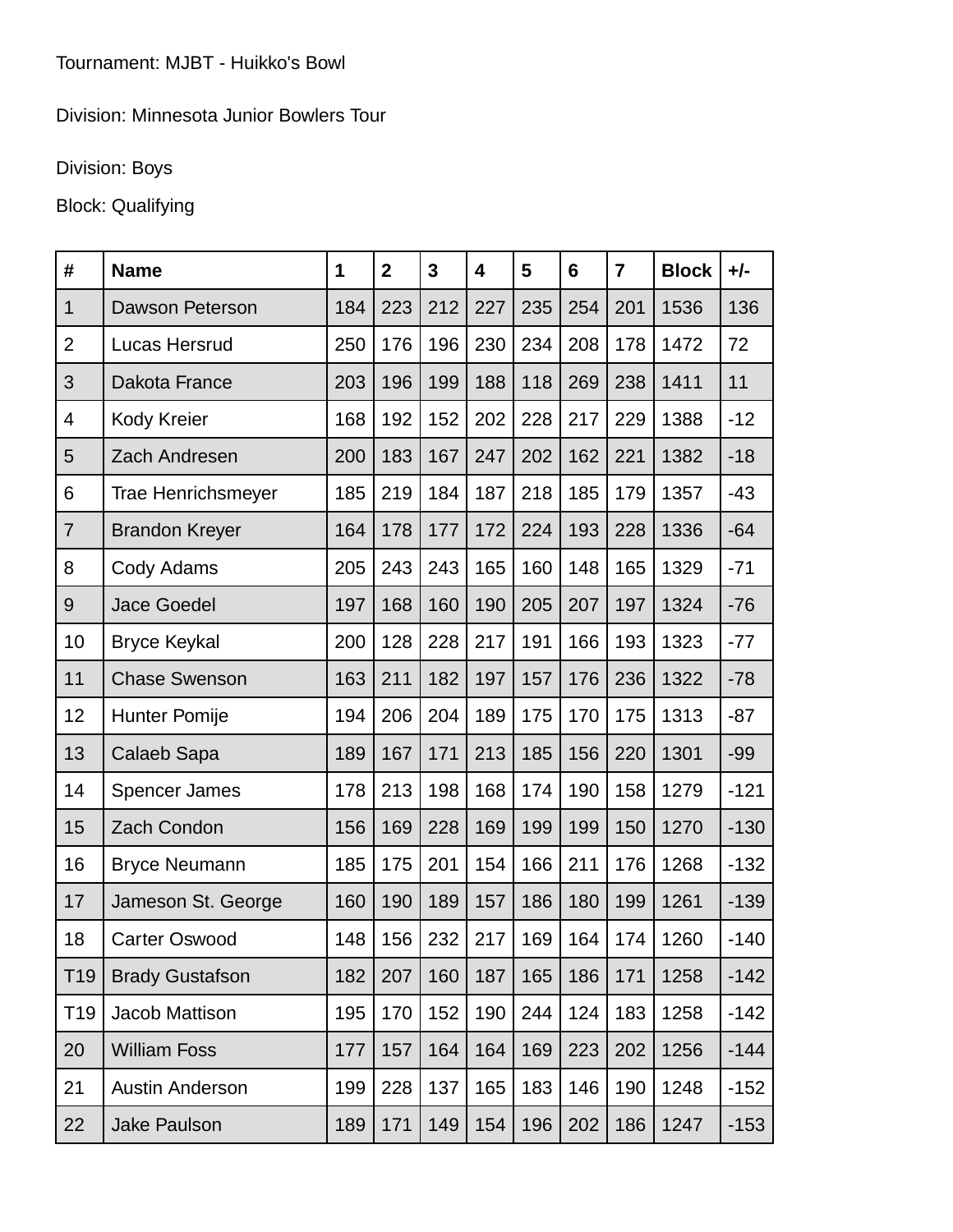Tournament: MJBT - Huikko's Bowl

Division: Minnesota Junior Bowlers Tour

Division: Boys

Block: Qualifying

| # | Name | 1 | 2 | 3 | 4 | 5 | 6 | 7 | Block | +/- |
|---|---|---|---|---|---|---|---|---|---|---|
| 1 | Dawson Peterson | 184 | 223 | 212 | 227 | 235 | 254 | 201 | 1536 | 136 |
| 2 | Lucas Hersrud | 250 | 176 | 196 | 230 | 234 | 208 | 178 | 1472 | 72 |
| 3 | Dakota France | 203 | 196 | 199 | 188 | 118 | 269 | 238 | 1411 | 11 |
| 4 | Kody Kreier | 168 | 192 | 152 | 202 | 228 | 217 | 229 | 1388 | -12 |
| 5 | Zach Andresen | 200 | 183 | 167 | 247 | 202 | 162 | 221 | 1382 | -18 |
| 6 | Trae Henrichsmeyer | 185 | 219 | 184 | 187 | 218 | 185 | 179 | 1357 | -43 |
| 7 | Brandon Kreyer | 164 | 178 | 177 | 172 | 224 | 193 | 228 | 1336 | -64 |
| 8 | Cody Adams | 205 | 243 | 243 | 165 | 160 | 148 | 165 | 1329 | -71 |
| 9 | Jace Goedel | 197 | 168 | 160 | 190 | 205 | 207 | 197 | 1324 | -76 |
| 10 | Bryce Keykal | 200 | 128 | 228 | 217 | 191 | 166 | 193 | 1323 | -77 |
| 11 | Chase Swenson | 163 | 211 | 182 | 197 | 157 | 176 | 236 | 1322 | -78 |
| 12 | Hunter Pomije | 194 | 206 | 204 | 189 | 175 | 170 | 175 | 1313 | -87 |
| 13 | Calaeb Sapa | 189 | 167 | 171 | 213 | 185 | 156 | 220 | 1301 | -99 |
| 14 | Spencer James | 178 | 213 | 198 | 168 | 174 | 190 | 158 | 1279 | -121 |
| 15 | Zach Condon | 156 | 169 | 228 | 169 | 199 | 199 | 150 | 1270 | -130 |
| 16 | Bryce Neumann | 185 | 175 | 201 | 154 | 166 | 211 | 176 | 1268 | -132 |
| 17 | Jameson St. George | 160 | 190 | 189 | 157 | 186 | 180 | 199 | 1261 | -139 |
| 18 | Carter Oswood | 148 | 156 | 232 | 217 | 169 | 164 | 174 | 1260 | -140 |
| T19 | Brady Gustafson | 182 | 207 | 160 | 187 | 165 | 186 | 171 | 1258 | -142 |
| T19 | Jacob Mattison | 195 | 170 | 152 | 190 | 244 | 124 | 183 | 1258 | -142 |
| 20 | William Foss | 177 | 157 | 164 | 164 | 169 | 223 | 202 | 1256 | -144 |
| 21 | Austin Anderson | 199 | 228 | 137 | 165 | 183 | 146 | 190 | 1248 | -152 |
| 22 | Jake Paulson | 189 | 171 | 149 | 154 | 196 | 202 | 186 | 1247 | -153 |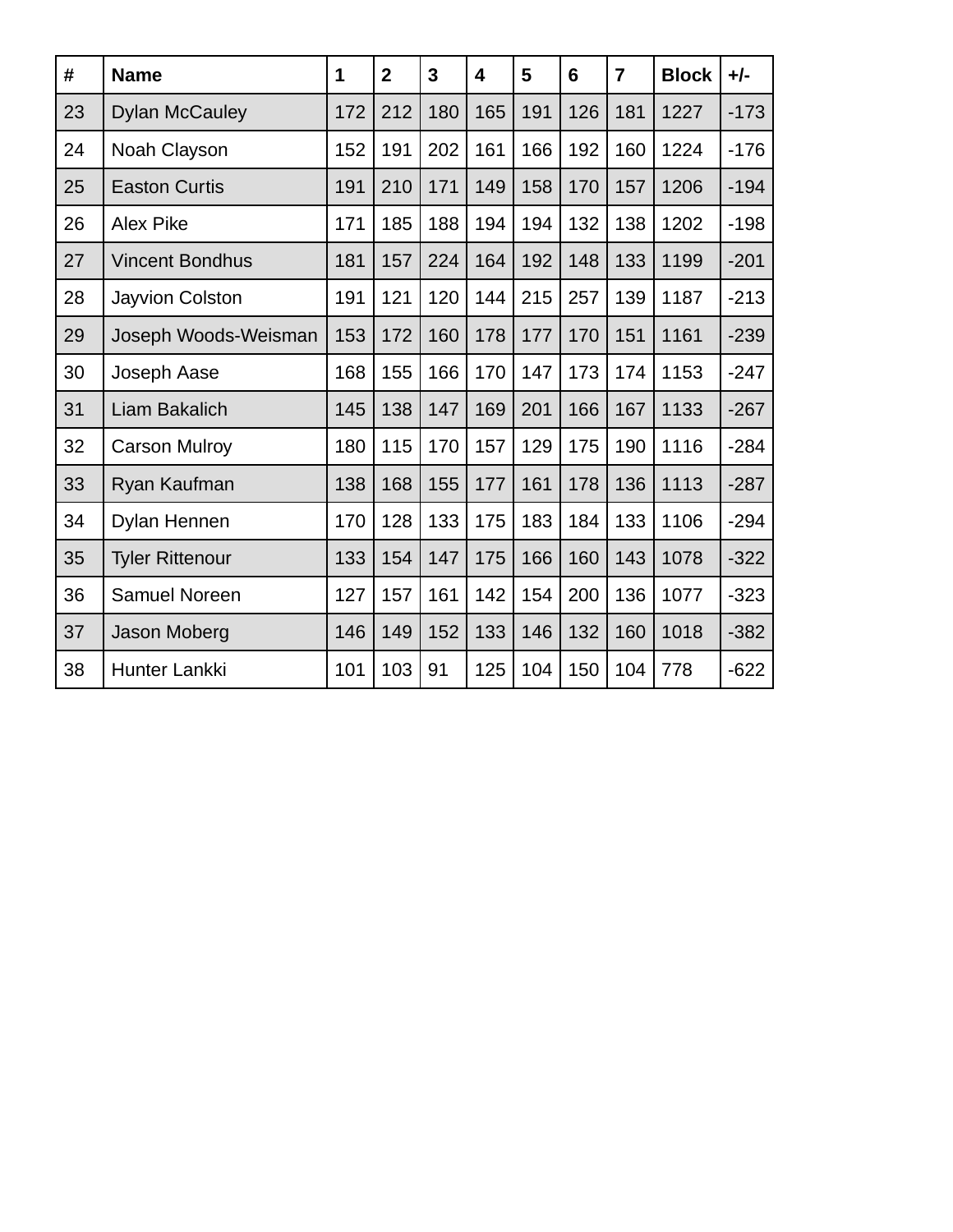| # | Name | 1 | 2 | 3 | 4 | 5 | 6 | 7 | Block | +/- |
|---|---|---|---|---|---|---|---|---|---|---|
| 23 | Dylan McCauley | 172 | 212 | 180 | 165 | 191 | 126 | 181 | 1227 | -173 |
| 24 | Noah Clayson | 152 | 191 | 202 | 161 | 166 | 192 | 160 | 1224 | -176 |
| 25 | Easton Curtis | 191 | 210 | 171 | 149 | 158 | 170 | 157 | 1206 | -194 |
| 26 | Alex Pike | 171 | 185 | 188 | 194 | 194 | 132 | 138 | 1202 | -198 |
| 27 | Vincent Bondhus | 181 | 157 | 224 | 164 | 192 | 148 | 133 | 1199 | -201 |
| 28 | Jayvion Colston | 191 | 121 | 120 | 144 | 215 | 257 | 139 | 1187 | -213 |
| 29 | Joseph Woods-Weisman | 153 | 172 | 160 | 178 | 177 | 170 | 151 | 1161 | -239 |
| 30 | Joseph Aase | 168 | 155 | 166 | 170 | 147 | 173 | 174 | 1153 | -247 |
| 31 | Liam Bakalich | 145 | 138 | 147 | 169 | 201 | 166 | 167 | 1133 | -267 |
| 32 | Carson Mulroy | 180 | 115 | 170 | 157 | 129 | 175 | 190 | 1116 | -284 |
| 33 | Ryan Kaufman | 138 | 168 | 155 | 177 | 161 | 178 | 136 | 1113 | -287 |
| 34 | Dylan Hennen | 170 | 128 | 133 | 175 | 183 | 184 | 133 | 1106 | -294 |
| 35 | Tyler Rittenour | 133 | 154 | 147 | 175 | 166 | 160 | 143 | 1078 | -322 |
| 36 | Samuel Noreen | 127 | 157 | 161 | 142 | 154 | 200 | 136 | 1077 | -323 |
| 37 | Jason Moberg | 146 | 149 | 152 | 133 | 146 | 132 | 160 | 1018 | -382 |
| 38 | Hunter Lankki | 101 | 103 | 91 | 125 | 104 | 150 | 104 | 778 | -622 |